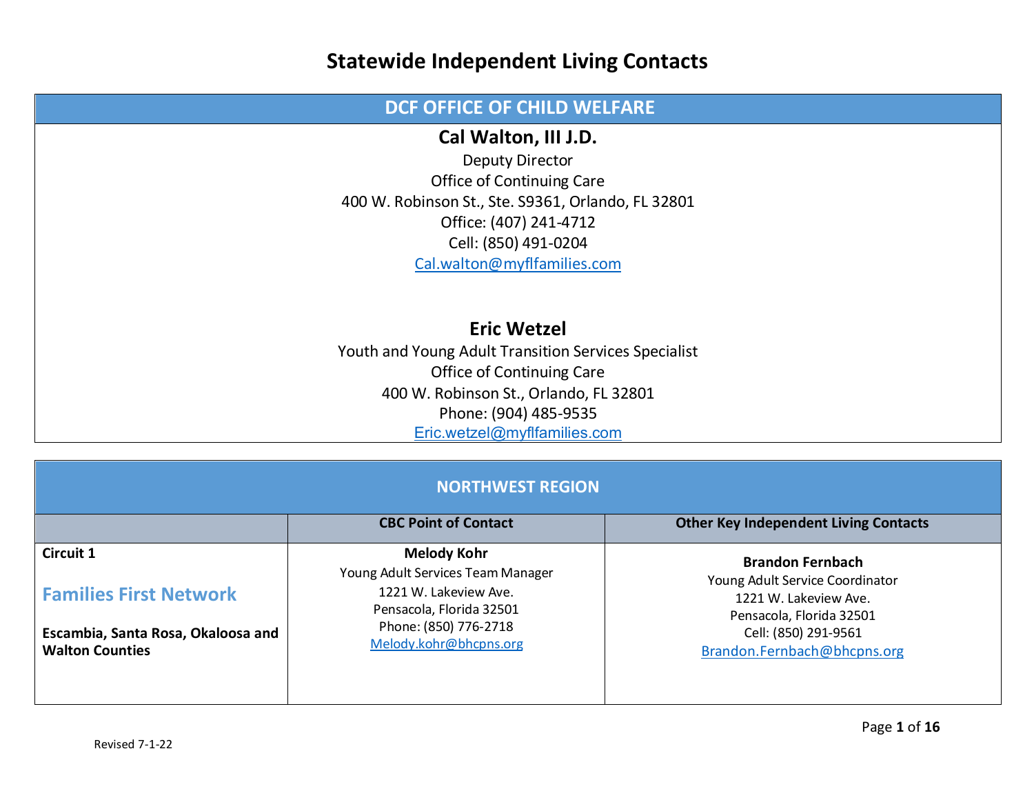# Statewide Independent Living Contacts

## DCF OFFICE OF CHILD WELFARE

**Cal Walton, III J.D.**
Deputy Director
Office of Continuing Care
400 W. Robinson St., Ste. S9361, Orlando, FL 32801
Office: (407) 241-4712
Cell: (850) 491-0204
Cal.walton@myflfamilies.com

**Eric Wetzel**
Youth and Young Adult Transition Services Specialist
Office of Continuing Care
400 W. Robinson St., Orlando, FL 32801
Phone: (904) 485-9535
Eric.wetzel@myflfamilies.com

## NORTHWEST REGION

| | CBC Point of Contact | Other Key Independent Living Contacts |
|---|---|---|
| **Circuit 1**<br><br>**Families First Network**<br><br>**Escambia, Santa Rosa, Okaloosa and Walton Counties** | **Melody Kohr**<br>Young Adult Services Team Manager<br>1221 W. Lakeview Ave.<br>Pensacola, Florida 32501<br>Phone: (850) 776-2718<br>Melody.kohr@bhcpns.org | **Brandon Fernbach**<br>Young Adult Service Coordinator<br>1221 W. Lakeview Ave.<br>Pensacola, Florida 32501<br>Cell: (850) 291-9561<br>Brandon.Fernbach@bhcpns.org |

Revised 7-1-22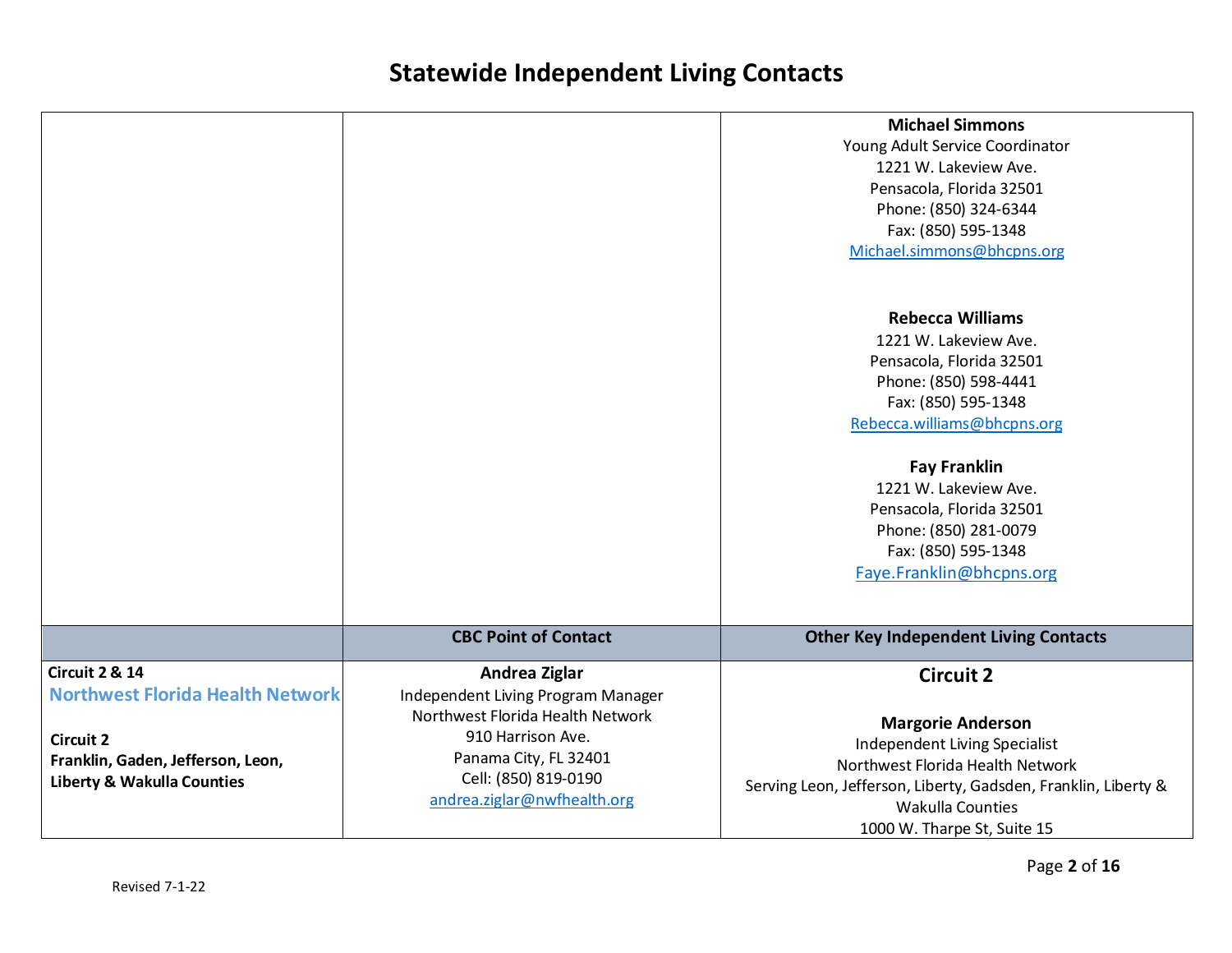# Statewide Independent Living Contacts

| | | |
|---|---|---|
| | | **Michael Simmons**<br>Young Adult Service Coordinator<br>1221 W. Lakeview Ave.<br>Pensacola, Florida 32501<br>Phone: (850) 324-6344<br>Fax: (850) 595-1348<br>Michael.simmons@bhcpns.org<br><br>**Rebecca Williams**<br>1221 W. Lakeview Ave.<br>Pensacola, Florida 32501<br>Phone: (850) 598-4441<br>Fax: (850) 595-1348<br>Rebecca.williams@bhcpns.org<br><br>**Fay Franklin**<br>1221 W. Lakeview Ave.<br>Pensacola, Florida 32501<br>Phone: (850) 281-0079<br>Fax: (850) 595-1348<br>Faye.Franklin@bhcpns.org |
| | **CBC Point of Contact** | **Other Key Independent Living Contacts** |
| **Circuit 2 & 14**<br>Northwest Florida Health Network<br><br>**Circuit 2**<br>**Franklin, Gaden, Jefferson, Leon, Liberty & Wakulla Counties** | **Andrea Ziglar**<br>Independent Living Program Manager<br>Northwest Florida Health Network<br>910 Harrison Ave.<br>Panama City, FL 32401<br>Cell: (850) 819-0190<br>andrea.ziglar@nwfhealth.org | **Circuit 2**<br><br>**Margorie Anderson**<br>Independent Living Specialist<br>Northwest Florida Health Network<br>Serving Leon, Jefferson, Liberty, Gadsden, Franklin, Liberty & Wakulla Counties<br>1000 W. Tharpe St, Suite 15 |

Revised 7-1-22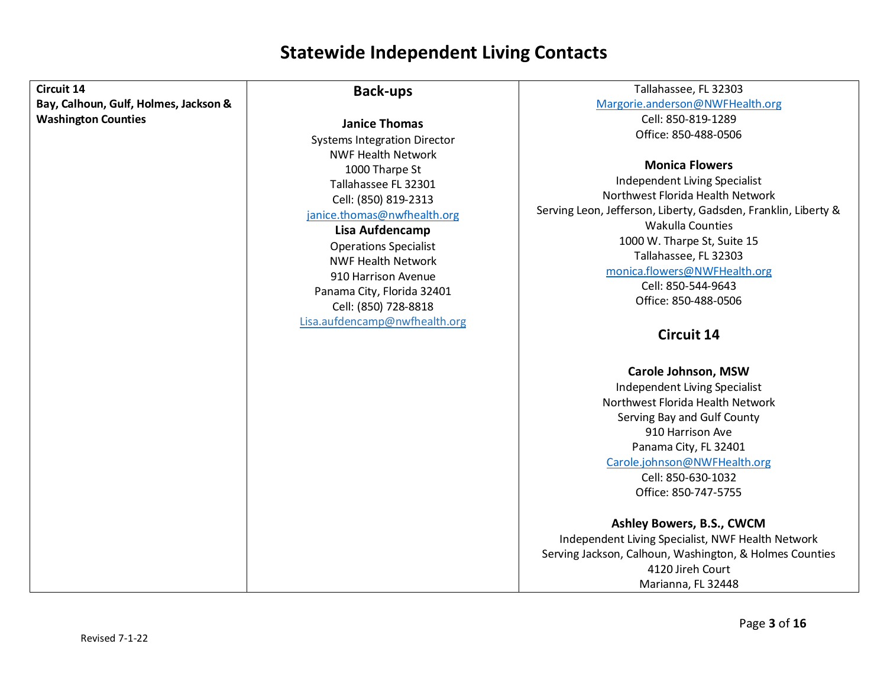# Statewide Independent Living Contacts

| **Circuit 14**<br>**Bay, Calhoun, Gulf, Holmes, Jackson & Washington Counties** | **Back-ups**<br><br>**Janice Thomas**<br>Systems Integration Director<br>NWF Health Network<br>1000 Tharpe St<br>Tallahassee FL 32301<br>Cell: (850) 819-2313<br>janice.thomas@nwfhealth.org<br>**Lisa Aufdencamp**<br>Operations Specialist<br>NWF Health Network<br>910 Harrison Avenue<br>Panama City, Florida 32401<br>Cell: (850) 728-8818<br>Lisa.aufdencamp@nwfhealth.org | Tallahassee, FL 32303<br>Margorie.anderson@NWFHealth.org<br>Cell: 850-819-1289<br>Office: 850-488-0506<br><br>**Monica Flowers**<br>Independent Living Specialist<br>Northwest Florida Health Network<br>Serving Leon, Jefferson, Liberty, Gadsden, Franklin, Liberty & Wakulla Counties<br>1000 W. Tharpe St, Suite 15<br>Tallahassee, FL 32303<br>monica.flowers@NWFHealth.org<br>Cell: 850-544-9643<br>Office: 850-488-0506<br><br>**Circuit 14**<br><br>**Carole Johnson, MSW**<br>Independent Living Specialist<br>Northwest Florida Health Network<br>Serving Bay and Gulf County<br>910 Harrison Ave<br>Panama City, FL 32401<br>Carole.johnson@NWFHealth.org<br>Cell: 850-630-1032<br>Office: 850-747-5755<br><br>**Ashley Bowers, B.S., CWCM**<br>Independent Living Specialist, NWF Health Network<br>Serving Jackson, Calhoun, Washington, & Holmes Counties<br>4120 Jireh Court<br>Marianna, FL 32448 |
|---|---|---|

Revised 7-1-22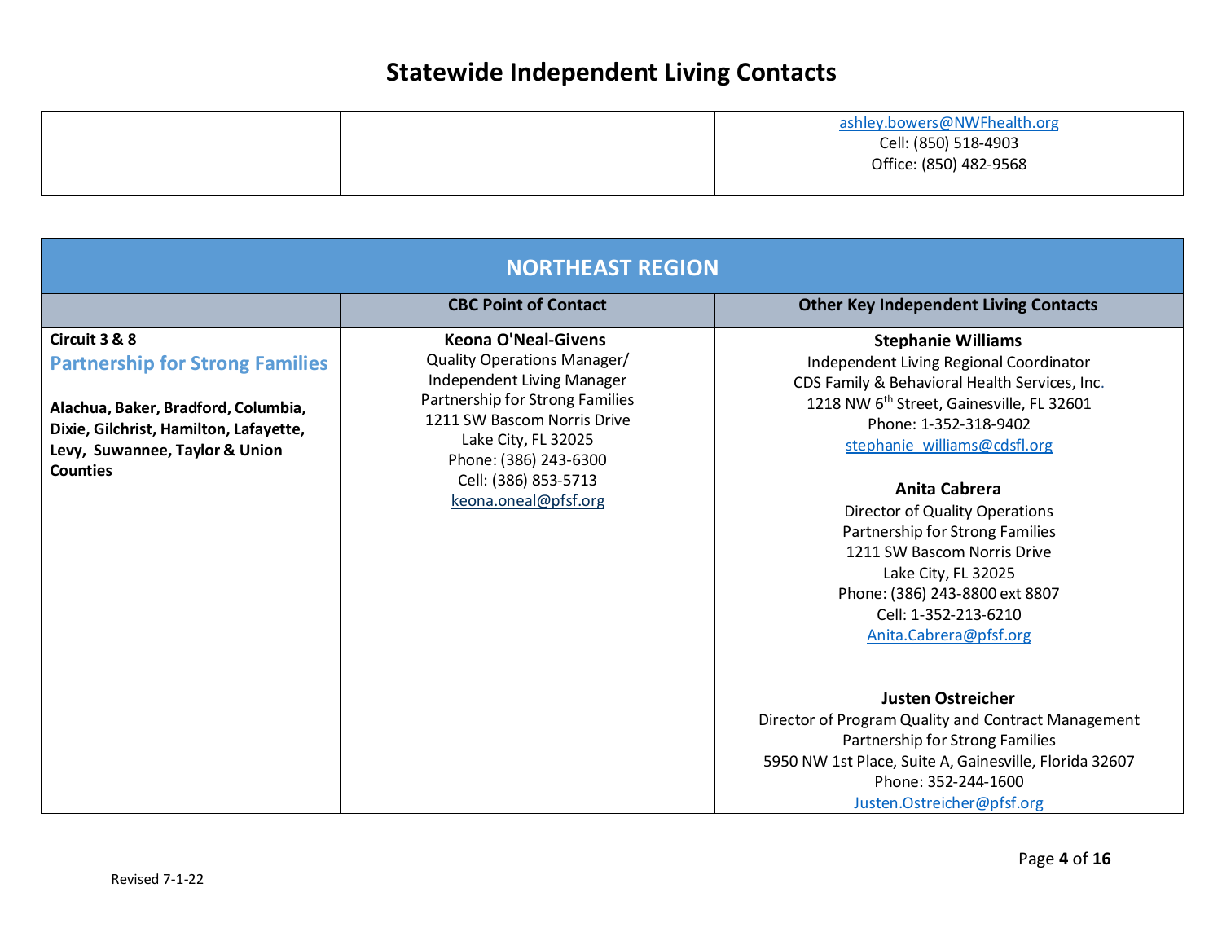# Statewide Independent Living Contacts

| | | |
|---|---|---|
| | | ashley.bowers@NWFhealth.org<br>Cell: (850) 518-4903<br>Office: (850) 482-9568 |

| NORTHEAST REGION | | |
|---|---|---|
| | **CBC Point of Contact** | **Other Key Independent Living Contacts** |
| **Circuit 3 & 8**<br>**Partnership for Strong Families**<br><br>**Alachua, Baker, Bradford, Columbia, Dixie, Gilchrist, Hamilton, Lafayette, Levy, Suwannee, Taylor & Union Counties** | **Keona O'Neal-Givens**<br>Quality Operations Manager/ Independent Living Manager<br>Partnership for Strong Families<br>1211 SW Bascom Norris Drive<br>Lake City, FL 32025<br>Phone: (386) 243-6300<br>Cell: (386) 853-5713<br>keona.oneal@pfsf.org | **Stephanie Williams**<br>Independent Living Regional Coordinator<br>CDS Family & Behavioral Health Services, Inc.<br>1218 NW 6th Street, Gainesville, FL 32601<br>Phone: 1-352-318-9402<br>stephanie_williams@cdsfl.org<br><br>**Anita Cabrera**<br>Director of Quality Operations<br>Partnership for Strong Families<br>1211 SW Bascom Norris Drive<br>Lake City, FL 32025<br>Phone: (386) 243-8800 ext 8807<br>Cell: 1-352-213-6210<br>Anita.Cabrera@pfsf.org<br><br>**Justen Ostreicher**<br>Director of Program Quality and Contract Management<br>Partnership for Strong Families<br>5950 NW 1st Place, Suite A, Gainesville, Florida 32607<br>Phone: 352-244-1600<br>Justen.Ostreicher@pfsf.org |

Revised 7-1-22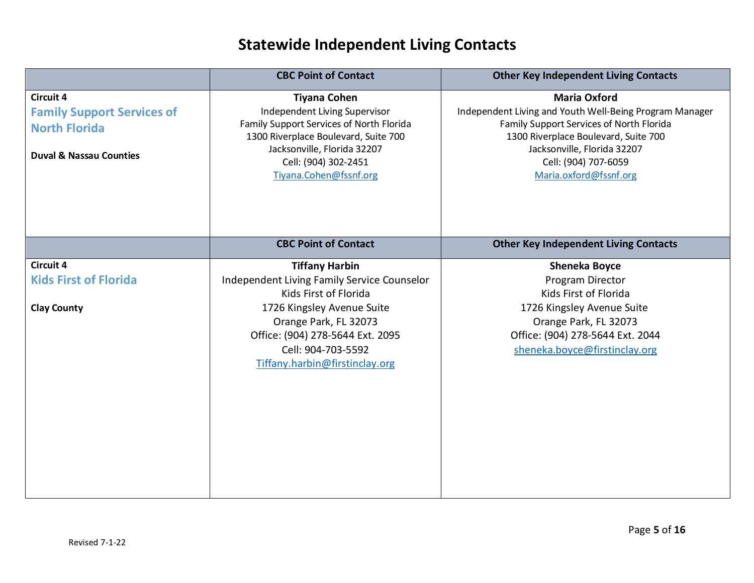# Statewide Independent Living Contacts

| | CBC Point of Contact | Other Key Independent Living Contacts |
|---|---|---|
| Circuit 4<br>**Family Support Services of North Florida**<br><br>**Duval & Nassau Counties** | **Tiyana Cohen**<br>Independent Living Supervisor<br>Family Support Services of North Florida<br>1300 Riverplace Boulevard, Suite 700<br>Jacksonville, Florida 32207<br>Cell: (904) 302-2451<br>Tiyana.Cohen@fssnf.org | **Maria Oxford**<br>Independent Living and Youth Well-Being Program Manager<br>Family Support Services of North Florida<br>1300 Riverplace Boulevard, Suite 700<br>Jacksonville, Florida 32207<br>Cell: (904) 707-6059<br>Maria.oxford@fssnf.org |
| | **CBC Point of Contact** | **Other Key Independent Living Contacts** |
| Circuit 4<br>**Kids First of Florida**<br><br>**Clay County** | **Tiffany Harbin**<br>Independent Living Family Service Counselor<br>Kids First of Florida<br>1726 Kingsley Avenue Suite<br>Orange Park, FL 32073<br>Office: (904) 278-5644 Ext. 2095<br>Cell: 904-703-5592<br>Tiffany.harbin@firstinclay.org | **Sheneka Boyce**<br>Program Director<br>Kids First of Florida<br>1726 Kingsley Avenue Suite<br>Orange Park, FL 32073<br>Office: (904) 278-5644 Ext. 2044<br>sheneka.boyce@firstinclay.org |

Revised 7-1-22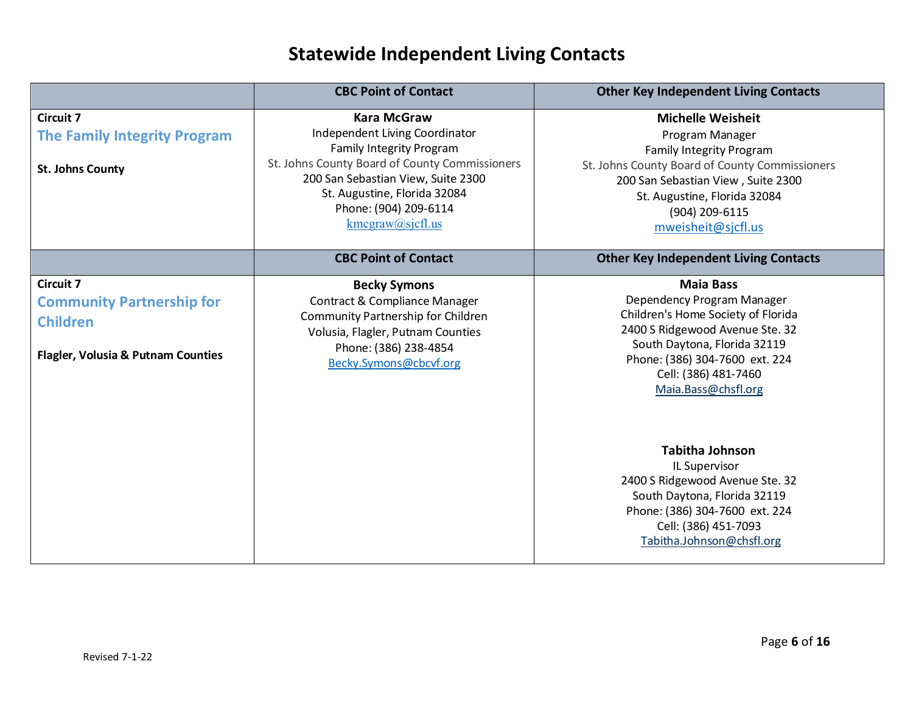# Statewide Independent Living Contacts

| | CBC Point of Contact | Other Key Independent Living Contacts |
|---|---|---|
| Circuit 7<br>**The Family Integrity Program**<br><br>**St. Johns County** | **Kara McGraw**<br>Independent Living Coordinator<br>Family Integrity Program<br>St. Johns County Board of County Commissioners<br>200 San Sebastian View, Suite 2300<br>St. Augustine, Florida 32084<br>Phone: (904) 209-6114<br>kmcgraw@sjcfl.us | **Michelle Weisheit**<br>Program Manager<br>Family Integrity Program<br>St. Johns County Board of County Commissioners<br>200 San Sebastian View , Suite 2300<br>St. Augustine, Florida 32084<br>(904) 209-6115<br>mweisheit@sjcfl.us |
| | **CBC Point of Contact** | **Other Key Independent Living Contacts** |
| Circuit 7<br>**Community Partnership for Children**<br><br>**Flagler, Volusia & Putnam Counties** | **Becky Symons**<br>Contract & Compliance Manager<br>Community Partnership for Children<br>Volusia, Flagler, Putnam Counties<br>Phone: (386) 238-4854<br>Becky.Symons@cbcvf.org | **Maia Bass**<br>Dependency Program Manager<br>Children's Home Society of Florida<br>2400 S Ridgewood Avenue Ste. 32<br>South Daytona, Florida 32119<br>Phone: (386) 304-7600 ext. 224<br>Cell: (386) 481-7460<br>Maia.Bass@chsfl.org<br><br>**Tabitha Johnson**<br>IL Supervisor<br>2400 S Ridgewood Avenue Ste. 32<br>South Daytona, Florida 32119<br>Phone: (386) 304-7600 ext. 224<br>Cell: (386) 451-7093<br>Tabitha.Johnson@chsfl.org |

Revised 7-1-22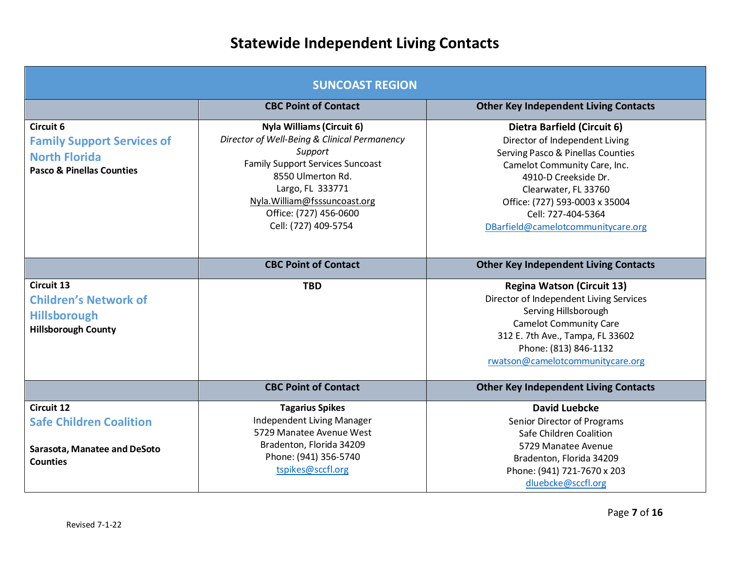# Statewide Independent Living Contacts

| SUNCOAST REGION | | |
|---|---|---|
| | **CBC Point of Contact** | **Other Key Independent Living Contacts** |
| **Circuit 6**<br>**Family Support Services of North Florida**<br>**Pasco & Pinellas Counties** | **Nyla Williams (Circuit 6)**<br>*Director of Well-Being & Clinical Permanency Support*<br>Family Support Services Suncoast<br>8550 Ulmerton Rd.<br>Largo, FL 333771<br>Nyla.William@fsssuncoast.org<br>Office: (727) 456-0600<br>Cell: (727) 409-5754 | **Dietra Barfield (Circuit 6)**<br>Director of Independent Living<br>Serving Pasco & Pinellas Counties<br>Camelot Community Care, Inc.<br>4910-D Creekside Dr.<br>Clearwater, FL 33760<br>Office: (727) 593-0003 x 35004<br>Cell: 727-404-5364<br>DBarfield@camelotcommunitycare.org |
| | **CBC Point of Contact** | **Other Key Independent Living Contacts** |
| **Circuit 13**<br>**Children's Network of Hillsborough**<br>**Hillsborough County** | **TBD** | **Regina Watson (Circuit 13)**<br>Director of Independent Living Services<br>Serving Hillsborough<br>Camelot Community Care<br>312 E. 7th Ave., Tampa, FL 33602<br>Phone: (813) 846-1132<br>rwatson@camelotcommunitycare.org |
| | **CBC Point of Contact** | **Other Key Independent Living Contacts** |
| **Circuit 12**<br>**Safe Children Coalition**<br><br>**Sarasota, Manatee and DeSoto Counties** | **Tagarius Spikes**<br>Independent Living Manager<br>5729 Manatee Avenue West<br>Bradenton, Florida 34209<br>Phone: (941) 356-5740<br>tspikes@sccfl.org | **David Luebcke**<br>Senior Director of Programs<br>Safe Children Coalition<br>5729 Manatee Avenue<br>Bradenton, Florida 34209<br>Phone: (941) 721-7670 x 203<br>dluebcke@sccfl.org |

Revised 7-1-22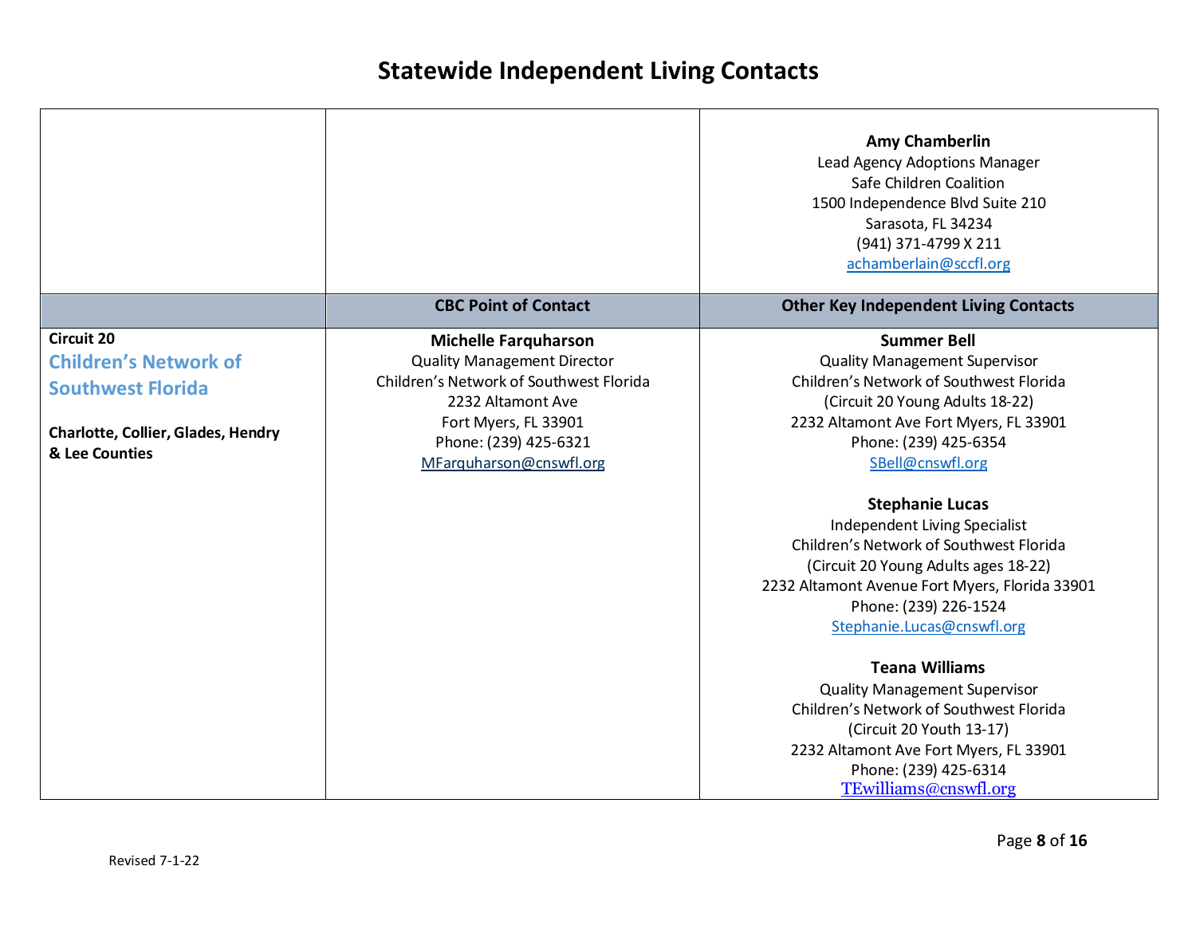# Statewide Independent Living Contacts

| | | |
|---|---|---|
| | | **Amy Chamberlin**<br>Lead Agency Adoptions Manager<br>Safe Children Coalition<br>1500 Independence Blvd Suite 210<br>Sarasota, FL 34234<br>(941) 371-4799 X 211<br>achamberlain@sccfl.org |
| | **CBC Point of Contact** | **Other Key Independent Living Contacts** |
| **Circuit 20**<br>**Children's Network of Southwest Florida**<br><br>**Charlotte, Collier, Glades, Hendry & Lee Counties** | **Michelle Farquharson**<br>Quality Management Director<br>Children's Network of Southwest Florida<br>2232 Altamont Ave<br>Fort Myers, FL 33901<br>Phone: (239) 425-6321<br>MFarquharson@cnswfl.org | **Summer Bell**<br>Quality Management Supervisor<br>Children's Network of Southwest Florida<br>(Circuit 20 Young Adults 18-22)<br>2232 Altamont Ave Fort Myers, FL 33901<br>Phone: (239) 425-6354<br>SBell@cnswfl.org<br><br>**Stephanie Lucas**<br>Independent Living Specialist<br>Children's Network of Southwest Florida<br>(Circuit 20 Young Adults ages 18-22)<br>2232 Altamont Avenue Fort Myers, Florida 33901<br>Phone: (239) 226-1524<br>Stephanie.Lucas@cnswfl.org<br><br>**Teana Williams**<br>Quality Management Supervisor<br>Children's Network of Southwest Florida<br>(Circuit 20 Youth 13-17)<br>2232 Altamont Ave Fort Myers, FL 33901<br>Phone: (239) 425-6314<br>TEwilliams@cnswfl.org |

Revised 7-1-22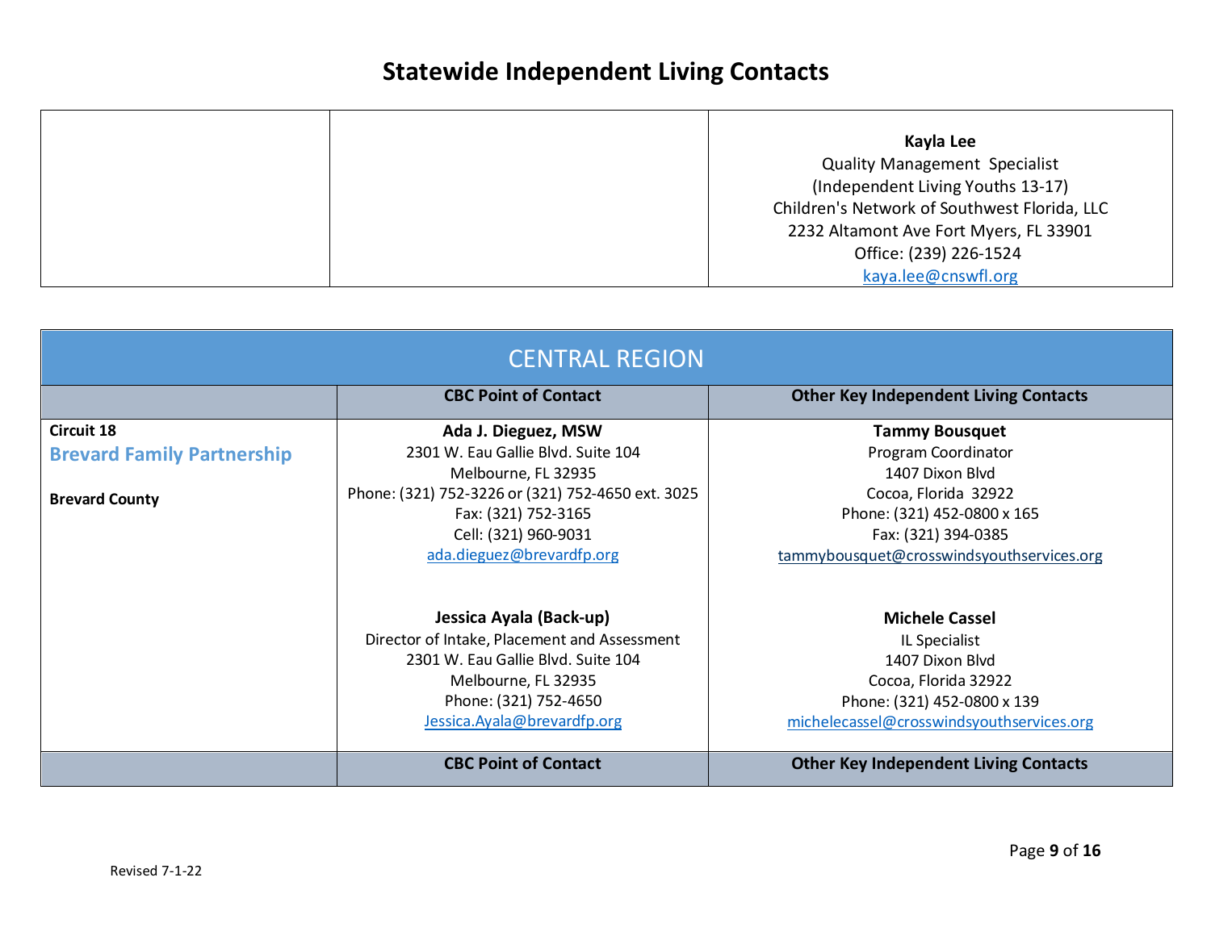# Statewide Independent Living Contacts

| | | |
|---|---|---|
| | | **Kayla Lee**<br>Quality Management Specialist<br>(Independent Living Youths 13-17)<br>Children's Network of Southwest Florida, LLC<br>2232 Altamont Ave Fort Myers, FL 33901<br>Office: (239) 226-1524<br>kaya.lee@cnswfl.org |

## CENTRAL REGION

| | CBC Point of Contact | Other Key Independent Living Contacts |
|---|---|---|
| **Circuit 18**<br>**Brevard Family Partnership**<br><br>**Brevard County** | **Ada J. Dieguez, MSW**<br>2301 W. Eau Gallie Blvd. Suite 104<br>Melbourne, FL 32935<br>Phone: (321) 752-3226 or (321) 752-4650 ext. 3025<br>Fax: (321) 752-3165<br>Cell: (321) 960-9031<br>ada.dieguez@brevardfp.org<br><br>**Jessica Ayala (Back-up)**<br>Director of Intake, Placement and Assessment<br>2301 W. Eau Gallie Blvd. Suite 104<br>Melbourne, FL 32935<br>Phone: (321) 752-4650<br>Jessica.Ayala@brevardfp.org | **Tammy Bousquet**<br>Program Coordinator<br>1407 Dixon Blvd<br>Cocoa, Florida 32922<br>Phone: (321) 452-0800 x 165<br>Fax: (321) 394-0385<br>tammybousquet@crosswindsyouthservices.org<br><br>**Michele Cassel**<br>IL Specialist<br>1407 Dixon Blvd<br>Cocoa, Florida 32922<br>Phone: (321) 452-0800 x 139<br>michelecassel@crosswindsyouthservices.org |
| | **CBC Point of Contact** | **Other Key Independent Living Contacts** |

Revised 7-1-22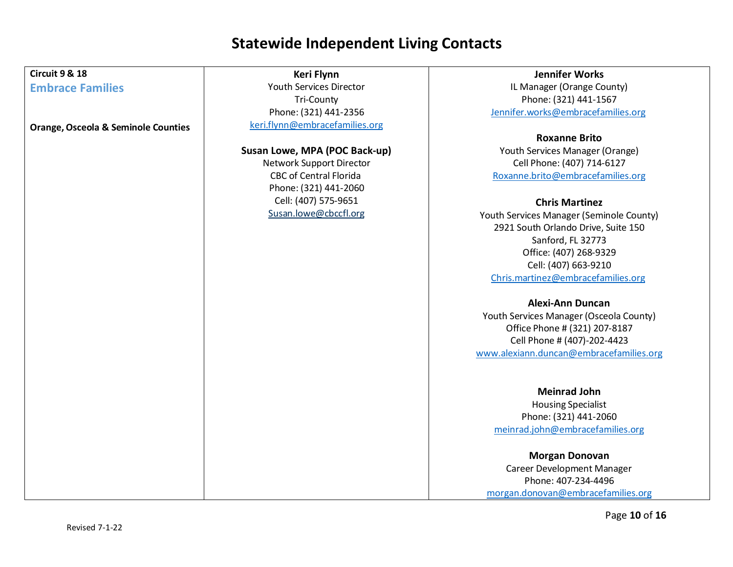# Statewide Independent Living Contacts

| Circuit | Contacts | Additional Contacts |
|---|---|---|
| **Circuit 9 & 18**<br>**Embrace Families**<br><br>**Orange, Osceola & Seminole Counties** | **Keri Flynn**<br>Youth Services Director<br>Tri-County<br>Phone: (321) 441-2356<br>keri.flynn@embracefamilies.org<br><br>**Susan Lowe, MPA (POC Back-up)**<br>Network Support Director<br>CBC of Central Florida<br>Phone: (321) 441-2060<br>Cell: (407) 575-9651<br>Susan.lowe@cbccfl.org | **Jennifer Works**<br>IL Manager (Orange County)<br>Phone: (321) 441-1567<br>Jennifer.works@embracefamilies.org<br><br>**Roxanne Brito**<br>Youth Services Manager (Orange)<br>Cell Phone: (407) 714-6127<br>Roxanne.brito@embracefamilies.org<br><br>**Chris Martinez**<br>Youth Services Manager (Seminole County)<br>2921 South Orlando Drive, Suite 150<br>Sanford, FL 32773<br>Office: (407) 268-9329<br>Cell: (407) 663-9210<br>Chris.martinez@embracefamilies.org<br><br>**Alexi-Ann Duncan**<br>Youth Services Manager (Osceola County)<br>Office Phone # (321) 207-8187<br>Cell Phone # (407)-202-4423<br>www.alexiann.duncan@embracefamilies.org<br><br>**Meinrad John**<br>Housing Specialist<br>Phone: (321) 441-2060<br>meinrad.john@embracefamilies.org<br><br>**Morgan Donovan**<br>Career Development Manager<br>Phone: 407-234-4496<br>morgan.donovan@embracefamilies.org |

Revised 7-1-22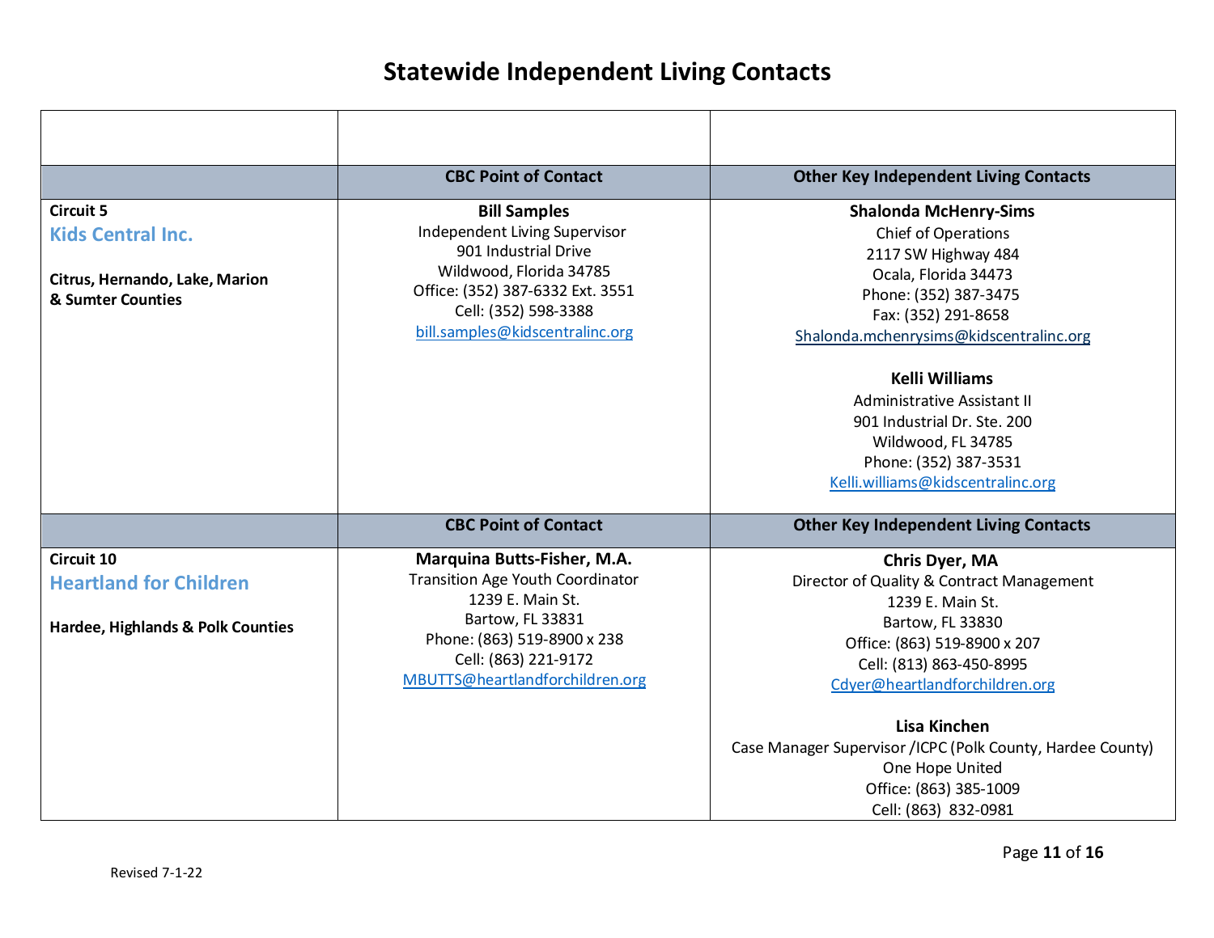# Statewide Independent Living Contacts

| | CBC Point of Contact | Other Key Independent Living Contacts |
|---|---|---|
| **Circuit 5**<br>**Kids Central Inc.**<br><br>**Citrus, Hernando, Lake, Marion & Sumter Counties** | **Bill Samples**<br>Independent Living Supervisor<br>901 Industrial Drive<br>Wildwood, Florida 34785<br>Office: (352) 387-6332 Ext. 3551<br>Cell: (352) 598-3388<br>bill.samples@kidscentralinc.org | **Shalonda McHenry-Sims**<br>Chief of Operations<br>2117 SW Highway 484<br>Ocala, Florida 34473<br>Phone: (352) 387-3475<br>Fax: (352) 291-8658<br>Shalonda.mchenrysims@kidscentralinc.org<br><br>**Kelli Williams**<br>Administrative Assistant II<br>901 Industrial Dr. Ste. 200<br>Wildwood, FL 34785<br>Phone: (352) 387-3531<br>Kelli.williams@kidscentralinc.org |
| | **CBC Point of Contact** | **Other Key Independent Living Contacts** |
| **Circuit 10**<br>**Heartland for Children**<br><br>**Hardee, Highlands & Polk Counties** | **Marquina Butts-Fisher, M.A.**<br>Transition Age Youth Coordinator<br>1239 E. Main St.<br>Bartow, FL 33831<br>Phone: (863) 519-8900 x 238<br>Cell: (863) 221-9172<br>MBUTTS@heartlandforchildren.org | **Chris Dyer, MA**<br>Director of Quality & Contract Management<br>1239 E. Main St.<br>Bartow, FL 33830<br>Office: (863) 519-8900 x 207<br>Cell: (813) 863-450-8995<br>Cdyer@heartlandforchildren.org<br><br>**Lisa Kinchen**<br>Case Manager Supervisor /ICPC (Polk County, Hardee County)<br>One Hope United<br>Office: (863) 385-1009<br>Cell: (863) 832-0981 |

Revised 7-1-22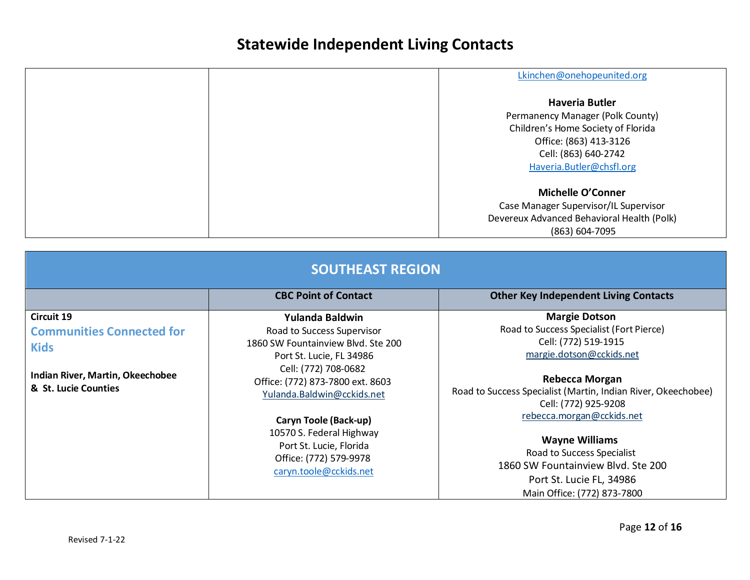# Statewide Independent Living Contacts

| | | |
|---|---|---|
| | | Lkinchen@onehopeunited.org<br><br>**Haveria Butler**<br>Permanency Manager (Polk County)<br>Children's Home Society of Florida<br>Office: (863) 413-3126<br>Cell: (863) 640-2742<br>Haveria.Butler@chsfl.org<br><br>**Michelle O'Conner**<br>Case Manager Supervisor/IL Supervisor<br>Devereux Advanced Behavioral Health (Polk)<br>(863) 604-7095 |

## SOUTHEAST REGION

| | CBC Point of Contact | Other Key Independent Living Contacts |
|---|---|---|
| **Circuit 19**<br>**Communities Connected for Kids**<br><br>**Indian River, Martin, Okeechobee & St. Lucie Counties** | **Yulanda Baldwin**<br>Road to Success Supervisor<br>1860 SW Fountainview Blvd. Ste 200<br>Port St. Lucie, FL 34986<br>Cell: (772) 708-0682<br>Office: (772) 873-7800 ext. 8603<br>Yulanda.Baldwin@cckids.net<br><br>**Caryn Toole (Back-up)**<br>10570 S. Federal Highway<br>Port St. Lucie, Florida<br>Office: (772) 579-9978<br>caryn.toole@cckids.net | **Margie Dotson**<br>Road to Success Specialist (Fort Pierce)<br>Cell: (772) 519-1915<br>margie.dotson@cckids.net<br><br>**Rebecca Morgan**<br>Road to Success Specialist (Martin, Indian River, Okeechobee)<br>Cell: (772) 925-9208<br>rebecca.morgan@cckids.net<br><br>**Wayne Williams**<br>Road to Success Specialist<br>1860 SW Fountainview Blvd. Ste 200<br>Port St. Lucie FL, 34986<br>Main Office: (772) 873-7800 |

Revised 7-1-22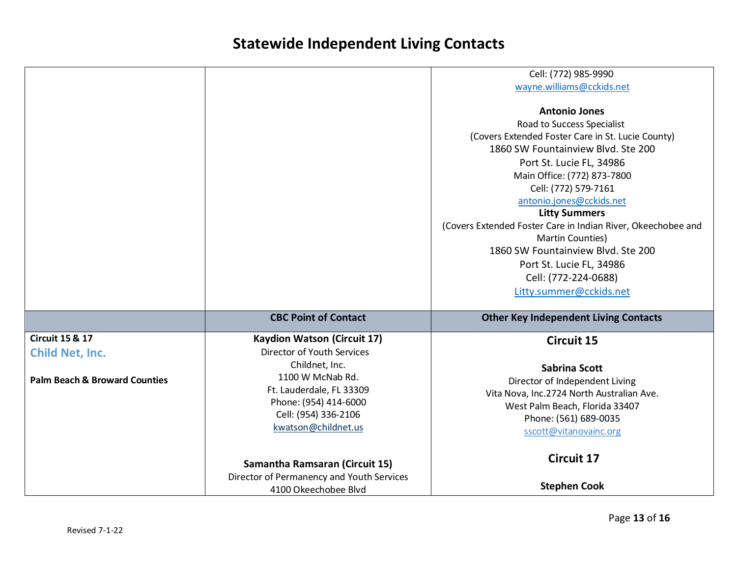# Statewide Independent Living Contacts

| | | |
|---|---|---|
| | | Cell: (772) 985-9990<br>wayne.williams@cckids.net<br><br>**Antonio Jones**<br>Road to Success Specialist<br>(Covers Extended Foster Care in St. Lucie County)<br>1860 SW Fountainview Blvd. Ste 200<br>Port St. Lucie FL, 34986<br>Main Office: (772) 873-7800<br>Cell: (772) 579-7161<br>antonio.jones@cckids.net<br>**Litty Summers**<br>(Covers Extended Foster Care in Indian River, Okeechobee and Martin Counties)<br>1860 SW Fountainview Blvd. Ste 200<br>Port St. Lucie FL, 34986<br>Cell: (772-224-0688)<br>Litty.summer@cckids.net |
| | **CBC Point of Contact** | **Other Key Independent Living Contacts** |
| **Circuit 15 & 17**<br>**Child Net, Inc.**<br><br>**Palm Beach & Broward Counties** | **Kaydion Watson (Circuit 17)**<br>Director of Youth Services<br>Childnet, Inc.<br>1100 W McNab Rd.<br>Ft. Lauderdale, FL 33309<br>Phone: (954) 414-6000<br>Cell: (954) 336-2106<br>kwatson@childnet.us<br><br>**Samantha Ramsaran (Circuit 15)**<br>Director of Permanency and Youth Services<br>4100 Okeechobee Blvd | **Circuit 15**<br><br>**Sabrina Scott**<br>Director of Independent Living<br>Vita Nova, Inc.2724 North Australian Ave.<br>West Palm Beach, Florida 33407<br>Phone: (561) 689-0035<br>sscott@vitanovainc.org<br><br>**Circuit 17**<br><br>**Stephen Cook** |

Revised 7-1-22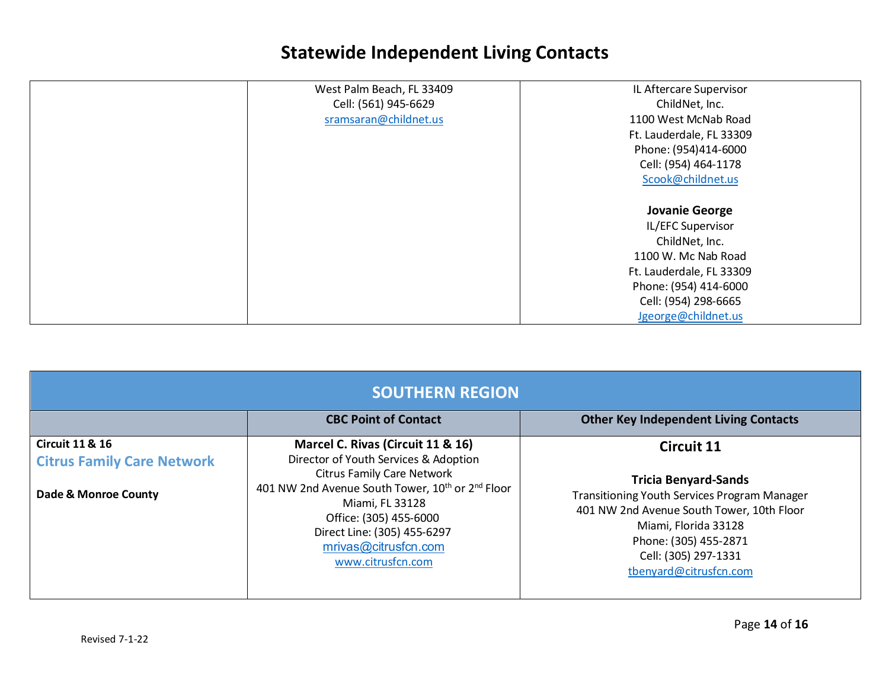## Statewide Independent Living Contacts

| | | |
|---|---|---|
| | West Palm Beach, FL 33409<br>Cell: (561) 945-6629<br>sramsaran@childnet.us | IL Aftercare Supervisor<br>ChildNet, Inc.<br>1100 West McNab Road<br>Ft. Lauderdale, FL 33309<br>Phone: (954)414-6000<br>Cell: (954) 464-1178<br>Scook@childnet.us<br><br>**Jovanie George**<br>IL/EFC Supervisor<br>ChildNet, Inc.<br>1100 W. Mc Nab Road<br>Ft. Lauderdale, FL 33309<br>Phone: (954) 414-6000<br>Cell: (954) 298-6665<br>Jgeorge@childnet.us |

| **SOUTHERN REGION** | | |
|---|---|---|
| | **CBC Point of Contact** | **Other Key Independent Living Contacts** |
| **Circuit 11 & 16**<br>**Citrus Family Care Network**<br><br>**Dade & Monroe County** | **Marcel C. Rivas (Circuit 11 & 16)**<br>Director of Youth Services & Adoption<br>Citrus Family Care Network<br>401 NW 2nd Avenue South Tower, 10th or 2nd Floor<br>Miami, FL 33128<br>Office: (305) 455-6000<br>Direct Line: (305) 455-6297<br>mrivas@citrusfcn.com<br>www.citrusfcn.com | **Circuit 11**<br><br>**Tricia Benyard-Sands**<br>Transitioning Youth Services Program Manager<br>401 NW 2nd Avenue South Tower, 10th Floor<br>Miami, Florida 33128<br>Phone: (305) 455-2871<br>Cell: (305) 297-1331<br>tbenyard@citrusfcn.com |

Revised 7-1-22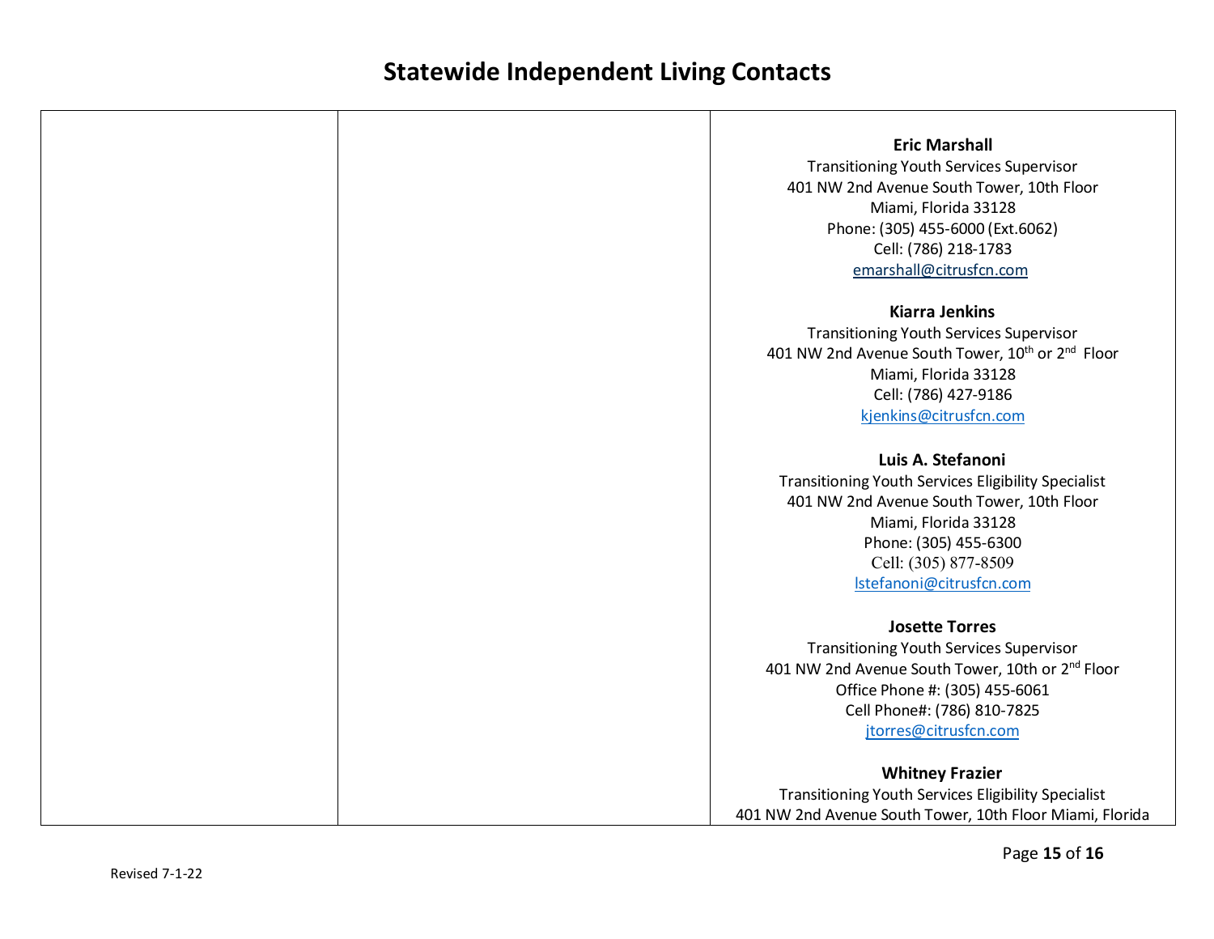# Statewide Independent Living Contacts

| | | |
|---|---|---|
| | | **Eric Marshall**<br>Transitioning Youth Services Supervisor<br>401 NW 2nd Avenue South Tower, 10th Floor<br>Miami, Florida 33128<br>Phone: (305) 455-6000 (Ext.6062)<br>Cell: (786) 218-1783<br>emarshall@citrusfcn.com<br><br>**Kiarra Jenkins**<br>Transitioning Youth Services Supervisor<br>401 NW 2nd Avenue South Tower, 10th or 2nd Floor<br>Miami, Florida 33128<br>Cell: (786) 427-9186<br>kjenkins@citrusfcn.com<br><br>**Luis A. Stefanoni**<br>Transitioning Youth Services Eligibility Specialist<br>401 NW 2nd Avenue South Tower, 10th Floor<br>Miami, Florida 33128<br>Phone: (305) 455-6300<br>Cell: (305) 877-8509<br>lstefanoni@citrusfcn.com<br><br>**Josette Torres**<br>Transitioning Youth Services Supervisor<br>401 NW 2nd Avenue South Tower, 10th or 2nd Floor<br>Office Phone #: (305) 455-6061<br>Cell Phone#: (786) 810-7825<br>jtorres@citrusfcn.com<br><br>**Whitney Frazier**<br>Transitioning Youth Services Eligibility Specialist<br>401 NW 2nd Avenue South Tower, 10th Floor Miami, Florida |

Revised 7-1-22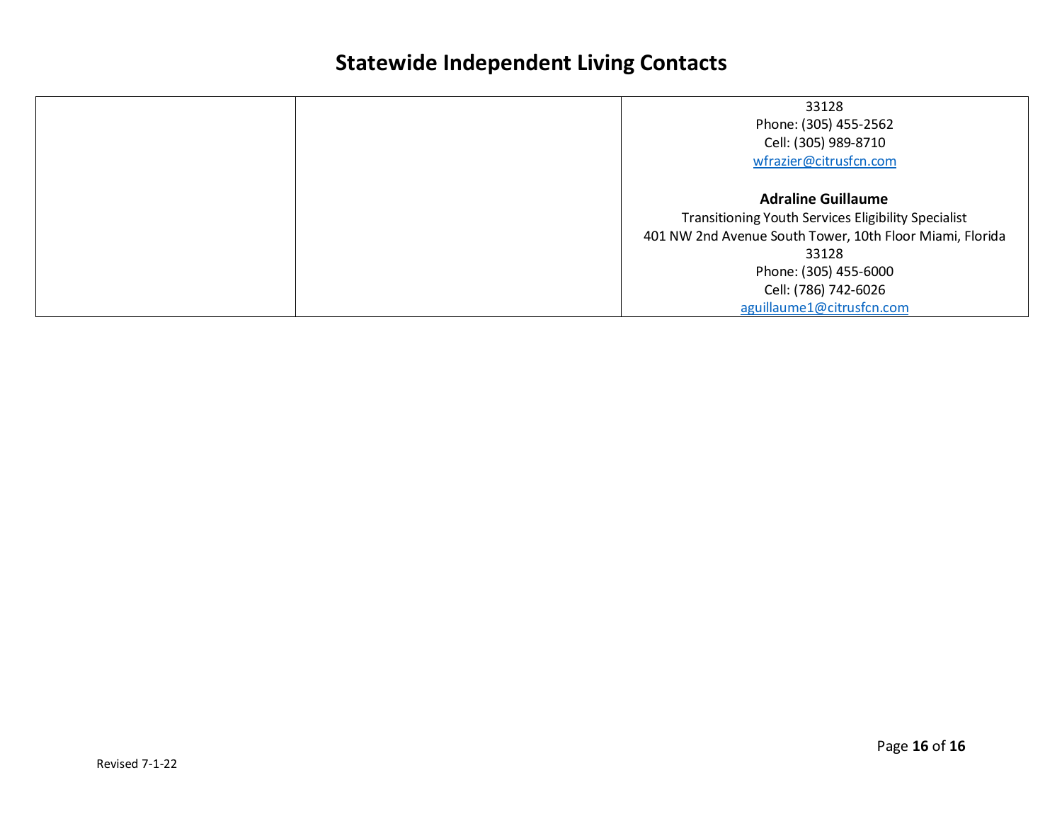# Statewide Independent Living Contacts

| | | |
|---|---|---|
| | | 33128<br>Phone: (305) 455-2562<br>Cell: (305) 989-8710<br>wfrazier@citrusfcn.com<br><br>**Adraline Guillaume**<br>Transitioning Youth Services Eligibility Specialist<br>401 NW 2nd Avenue South Tower, 10th Floor Miami, Florida 33128<br>Phone: (305) 455-6000<br>Cell: (786) 742-6026<br>aguillaume1@citrusfcn.com |

Revised 7-1-22